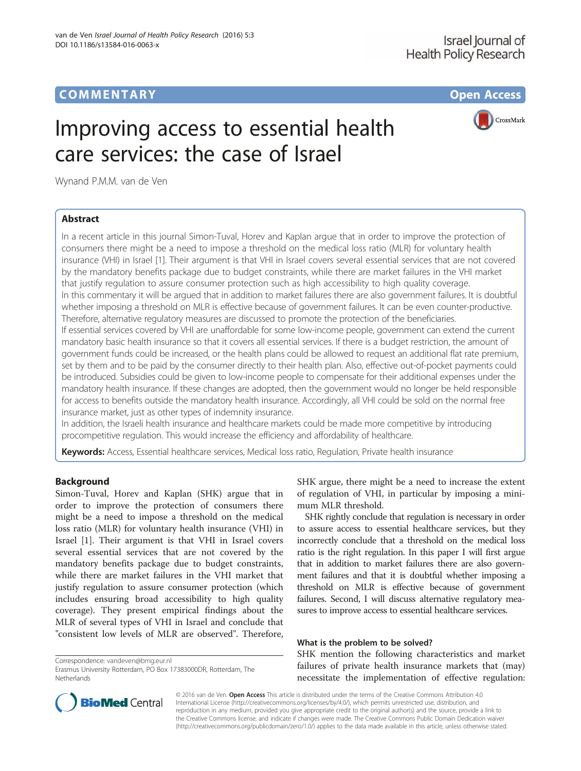**COMMENTARY** **Open Access**

# Improving access to essential health care services: the case of Israel

Wynand P.M.M. van de Ven

## Abstract

In a recent article in this journal Simon-Tuval, Horev and Kaplan argue that in order to improve the protection of consumers there might be a need to impose a threshold on the medical loss ratio (MLR) for voluntary health insurance (VHI) in Israel [1]. Their argument is that VHI in Israel covers several essential services that are not covered by the mandatory benefits package due to budget constraints, while there are market failures in the VHI market that justify regulation to assure consumer protection such as high accessibility to high quality coverage.

In this commentary it will be argued that in addition to market failures there are also government failures. It is doubtful whether imposing a threshold on MLR is effective because of government failures. It can be even counter-productive. Therefore, alternative regulatory measures are discussed to promote the protection of the beneficiaries.

If essential services covered by VHI are unaffordable for some low-income people, government can extend the current mandatory basic health insurance so that it covers all essential services. If there is a budget restriction, the amount of government funds could be increased, or the health plans could be allowed to request an additional flat rate premium, set by them and to be paid by the consumer directly to their health plan. Also, effective out-of-pocket payments could be introduced. Subsidies could be given to low-income people to compensate for their additional expenses under the mandatory health insurance. If these changes are adopted, then the government would no longer be held responsible for access to benefits outside the mandatory health insurance. Accordingly, all VHI could be sold on the normal free insurance market, just as other types of indemnity insurance.

In addition, the Israeli health insurance and healthcare markets could be made more competitive by introducing procompetitive regulation. This would increase the efficiency and affordability of healthcare.

**Keywords:** Access, Essential healthcare services, Medical loss ratio, Regulation, Private health insurance

## Background

Simon-Tuval, Horev and Kaplan (SHK) argue that in order to improve the protection of consumers there might be a need to impose a threshold on the medical loss ratio (MLR) for voluntary health insurance (VHI) in Israel [1]. Their argument is that VHI in Israel covers several essential services that are not covered by the mandatory benefits package due to budget constraints, while there are market failures in the VHI market that justify regulation to assure consumer protection (which includes ensuring broad accessibility to high quality coverage). They present empirical findings about the MLR of several types of VHI in Israel and conclude that "consistent low levels of MLR are observed". Therefore, SHK argue, there might be a need to increase the extent of regulation of VHI, in particular by imposing a minimum MLR threshold.

SHK rightly conclude that regulation is necessary in order to assure access to essential healthcare services, but they incorrectly conclude that a threshold on the medical loss ratio is the right regulation. In this paper I will first argue that in addition to market failures there are also government failures and that it is doubtful whether imposing a threshold on MLR is effective because of government failures. Second, I will discuss alternative regulatory measures to improve access to essential healthcare services.

### What is the problem to be solved?

SHK mention the following characteristics and market failures of private health insurance markets that (may) necessitate the implementation of effective regulation:

Correspondence: vandeven@bmg.eur.nl
Erasmus University Rotterdam, PO Box 17383000DR, Rotterdam, The Netherlands

© 2016 van de Ven. **Open Access** This article is distributed under the terms of the Creative Commons Attribution 4.0 International License (http://creativecommons.org/licenses/by/4.0/), which permits unrestricted use, distribution, and reproduction in any medium, provided you give appropriate credit to the original author(s) and the source, provide a link to the Creative Commons license, and indicate if changes were made. The Creative Commons Public Domain Dedication waiver (http://creativecommons.org/publicdomain/zero/1.0/) applies to the data made available in this article, unless otherwise stated.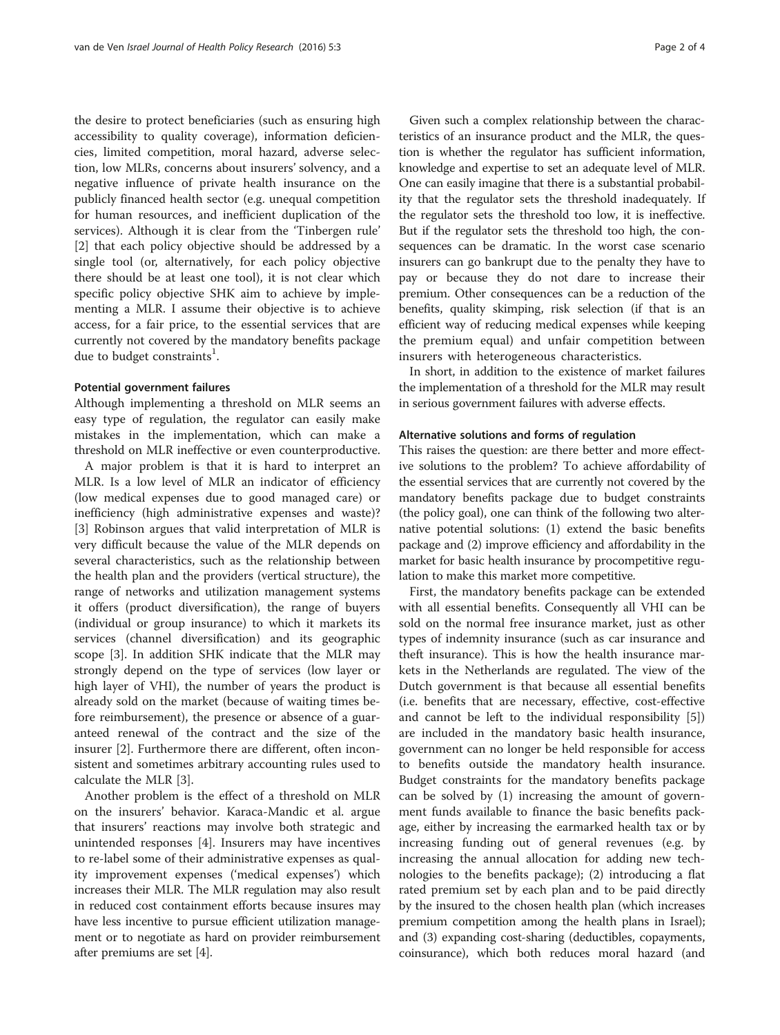the desire to protect beneficiaries (such as ensuring high accessibility to quality coverage), information deficiencies, limited competition, moral hazard, adverse selection, low MLRs, concerns about insurers' solvency, and a negative influence of private health insurance on the publicly financed health sector (e.g. unequal competition for human resources, and inefficient duplication of the services). Although it is clear from the 'Tinbergen rule' [2] that each policy objective should be addressed by a single tool (or, alternatively, for each policy objective there should be at least one tool), it is not clear which specific policy objective SHK aim to achieve by implementing a MLR. I assume their objective is to achieve access, for a fair price, to the essential services that are currently not covered by the mandatory benefits package due to budget constraints[1].

#### Potential government failures

Although implementing a threshold on MLR seems an easy type of regulation, the regulator can easily make mistakes in the implementation, which can make a threshold on MLR ineffective or even counterproductive.

A major problem is that it is hard to interpret an MLR. Is a low level of MLR an indicator of efficiency (low medical expenses due to good managed care) or inefficiency (high administrative expenses and waste)? [3] Robinson argues that valid interpretation of MLR is very difficult because the value of the MLR depends on several characteristics, such as the relationship between the health plan and the providers (vertical structure), the range of networks and utilization management systems it offers (product diversification), the range of buyers (individual or group insurance) to which it markets its services (channel diversification) and its geographic scope [3]. In addition SHK indicate that the MLR may strongly depend on the type of services (low layer or high layer of VHI), the number of years the product is already sold on the market (because of waiting times before reimbursement), the presence or absence of a guaranteed renewal of the contract and the size of the insurer [2]. Furthermore there are different, often inconsistent and sometimes arbitrary accounting rules used to calculate the MLR [3].

Another problem is the effect of a threshold on MLR on the insurers' behavior. Karaca-Mandic et al. argue that insurers' reactions may involve both strategic and unintended responses [4]. Insurers may have incentives to re-label some of their administrative expenses as quality improvement expenses ('medical expenses') which increases their MLR. The MLR regulation may also result in reduced cost containment efforts because insures may have less incentive to pursue efficient utilization management or to negotiate as hard on provider reimbursement after premiums are set [4].

Given such a complex relationship between the characteristics of an insurance product and the MLR, the question is whether the regulator has sufficient information, knowledge and expertise to set an adequate level of MLR. One can easily imagine that there is a substantial probability that the regulator sets the threshold inadequately. If the regulator sets the threshold too low, it is ineffective. But if the regulator sets the threshold too high, the consequences can be dramatic. In the worst case scenario insurers can go bankrupt due to the penalty they have to pay or because they do not dare to increase their premium. Other consequences can be a reduction of the benefits, quality skimping, risk selection (if that is an efficient way of reducing medical expenses while keeping the premium equal) and unfair competition between insurers with heterogeneous characteristics.

In short, in addition to the existence of market failures the implementation of a threshold for the MLR may result in serious government failures with adverse effects.

#### Alternative solutions and forms of regulation

This raises the question: are there better and more effective solutions to the problem? To achieve affordability of the essential services that are currently not covered by the mandatory benefits package due to budget constraints (the policy goal), one can think of the following two alternative potential solutions: (1) extend the basic benefits package and (2) improve efficiency and affordability in the market for basic health insurance by procompetitive regulation to make this market more competitive.

First, the mandatory benefits package can be extended with all essential benefits. Consequently all VHI can be sold on the normal free insurance market, just as other types of indemnity insurance (such as car insurance and theft insurance). This is how the health insurance markets in the Netherlands are regulated. The view of the Dutch government is that because all essential benefits (i.e. benefits that are necessary, effective, cost-effective and cannot be left to the individual responsibility [5]) are included in the mandatory basic health insurance, government can no longer be held responsible for access to benefits outside the mandatory health insurance. Budget constraints for the mandatory benefits package can be solved by (1) increasing the amount of government funds available to finance the basic benefits package, either by increasing the earmarked health tax or by increasing funding out of general revenues (e.g. by increasing the annual allocation for adding new technologies to the benefits package); (2) introducing a flat rated premium set by each plan and to be paid directly by the insured to the chosen health plan (which increases premium competition among the health plans in Israel); and (3) expanding cost-sharing (deductibles, copayments, coinsurance), which both reduces moral hazard (and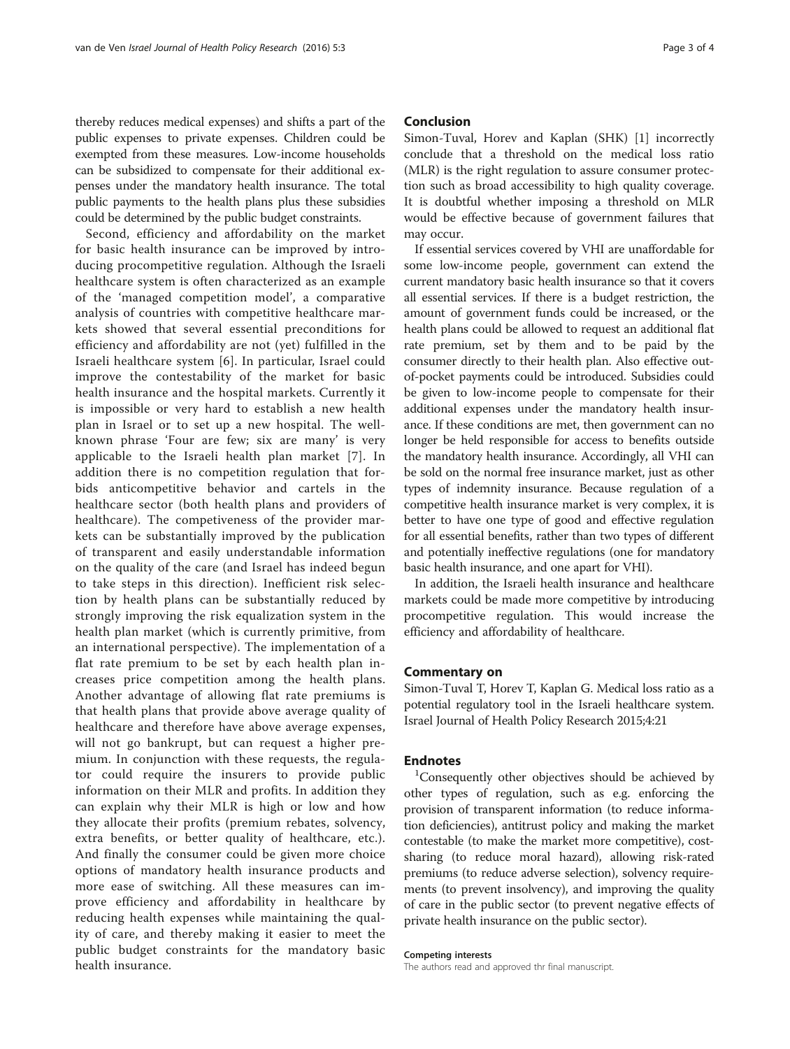thereby reduces medical expenses) and shifts a part of the public expenses to private expenses. Children could be exempted from these measures. Low-income households can be subsidized to compensate for their additional expenses under the mandatory health insurance. The total public payments to the health plans plus these subsidies could be determined by the public budget constraints.

Second, efficiency and affordability on the market for basic health insurance can be improved by introducing procompetitive regulation. Although the Israeli healthcare system is often characterized as an example of the 'managed competition model', a comparative analysis of countries with competitive healthcare markets showed that several essential preconditions for efficiency and affordability are not (yet) fulfilled in the Israeli healthcare system [6]. In particular, Israel could improve the contestability of the market for basic health insurance and the hospital markets. Currently it is impossible or very hard to establish a new health plan in Israel or to set up a new hospital. The well-known phrase 'Four are few; six are many' is very applicable to the Israeli health plan market [7]. In addition there is no competition regulation that forbids anticompetitive behavior and cartels in the healthcare sector (both health plans and providers of healthcare). The competiveness of the provider markets can be substantially improved by the publication of transparent and easily understandable information on the quality of the care (and Israel has indeed begun to take steps in this direction). Inefficient risk selection by health plans can be substantially reduced by strongly improving the risk equalization system in the health plan market (which is currently primitive, from an international perspective). The implementation of a flat rate premium to be set by each health plan increases price competition among the health plans. Another advantage of allowing flat rate premiums is that health plans that provide above average quality of healthcare and therefore have above average expenses, will not go bankrupt, but can request a higher premium. In conjunction with these requests, the regulator could require the insurers to provide public information on their MLR and profits. In addition they can explain why their MLR is high or low and how they allocate their profits (premium rebates, solvency, extra benefits, or better quality of healthcare, etc.). And finally the consumer could be given more choice options of mandatory health insurance products and more ease of switching. All these measures can improve efficiency and affordability in healthcare by reducing health expenses while maintaining the quality of care, and thereby making it easier to meet the public budget constraints for the mandatory basic health insurance.

## Conclusion

Simon-Tuval, Horev and Kaplan (SHK) [1] incorrectly conclude that a threshold on the medical loss ratio (MLR) is the right regulation to assure consumer protection such as broad accessibility to high quality coverage. It is doubtful whether imposing a threshold on MLR would be effective because of government failures that may occur.

If essential services covered by VHI are unaffordable for some low-income people, government can extend the current mandatory basic health insurance so that it covers all essential services. If there is a budget restriction, the amount of government funds could be increased, or the health plans could be allowed to request an additional flat rate premium, set by them and to be paid by the consumer directly to their health plan. Also effective out-of-pocket payments could be introduced. Subsidies could be given to low-income people to compensate for their additional expenses under the mandatory health insurance. If these conditions are met, then government can no longer be held responsible for access to benefits outside the mandatory health insurance. Accordingly, all VHI can be sold on the normal free insurance market, just as other types of indemnity insurance. Because regulation of a competitive health insurance market is very complex, it is better to have one type of good and effective regulation for all essential benefits, rather than two types of different and potentially ineffective regulations (one for mandatory basic health insurance, and one apart for VHI).

In addition, the Israeli health insurance and healthcare markets could be made more competitive by introducing procompetitive regulation. This would increase the efficiency and affordability of healthcare.

## Commentary on

Simon-Tuval T, Horev T, Kaplan G. Medical loss ratio as a potential regulatory tool in the Israeli healthcare system. Israel Journal of Health Policy Research 2015;4:21

## Endnotes

[1]Consequently other objectives should be achieved by other types of regulation, such as e.g. enforcing the provision of transparent information (to reduce information deficiencies), antitrust policy and making the market contestable (to make the market more competitive), cost-sharing (to reduce moral hazard), allowing risk-rated premiums (to reduce adverse selection), solvency requirements (to prevent insolvency), and improving the quality of care in the public sector (to prevent negative effects of private health insurance on the public sector).

#### Competing interests

The authors read and approved thr final manuscript.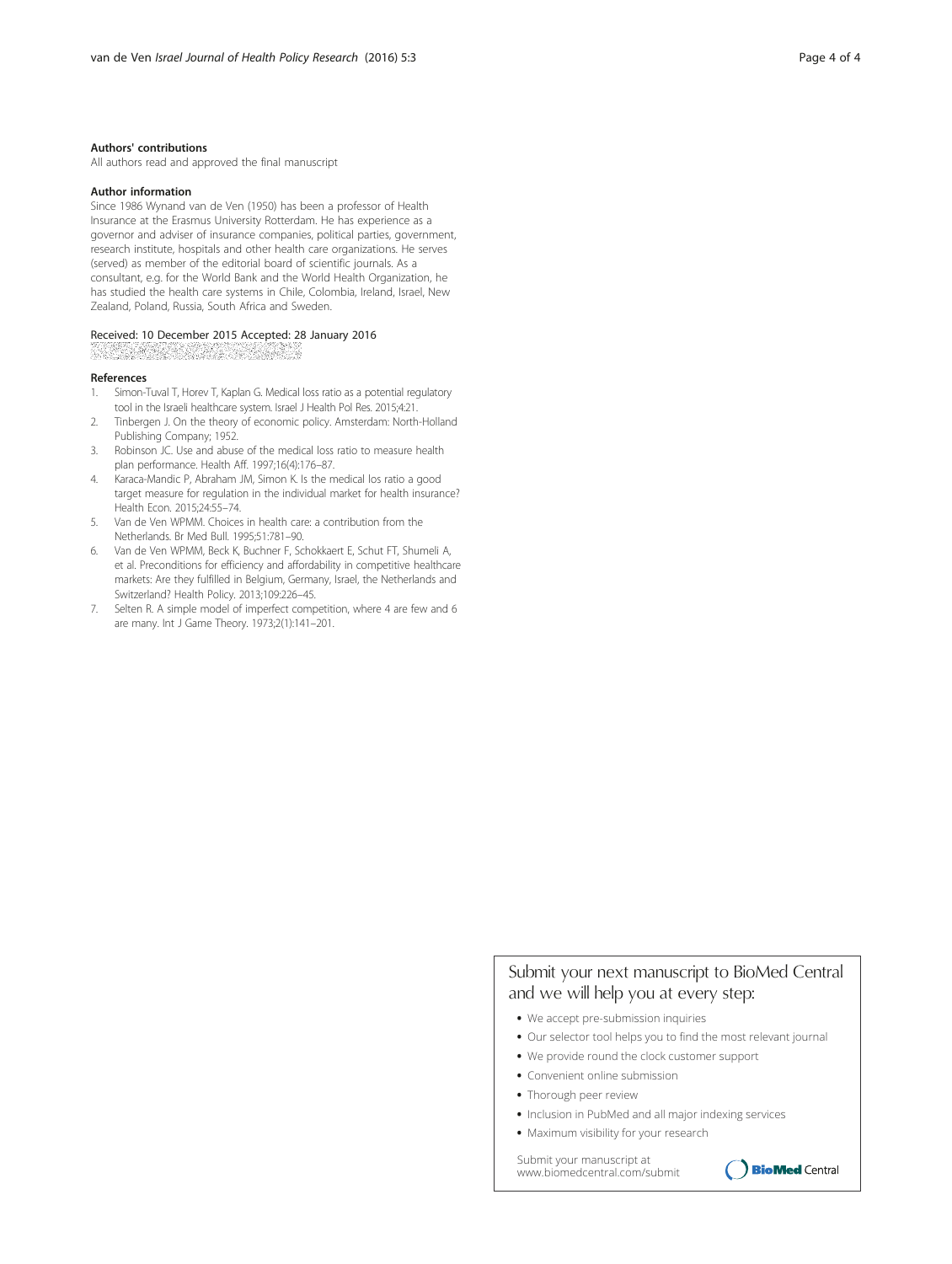### Authors' contributions

All authors read and approved the final manuscript

### Author information

Since 1986 Wynand van de Ven (1950) has been a professor of Health Insurance at the Erasmus University Rotterdam. He has experience as a governor and adviser of insurance companies, political parties, government, research institute, hospitals and other health care organizations. He serves (served) as member of the editorial board of scientific journals. As a consultant, e.g. for the World Bank and the World Health Organization, he has studied the health care systems in Chile, Colombia, Ireland, Israel, New Zealand, Poland, Russia, South Africa and Sweden.

Received: 10 December 2015 Accepted: 28 January 2016

### References

1. Simon-Tuval T, Horev T, Kaplan G. Medical loss ratio as a potential regulatory tool in the Israeli healthcare system. Israel J Health Pol Res. 2015;4:21.
2. Tinbergen J. On the theory of economic policy. Amsterdam: North-Holland Publishing Company; 1952.
3. Robinson JC. Use and abuse of the medical loss ratio to measure health plan performance. Health Aff. 1997;16(4):176–87.
4. Karaca-Mandic P, Abraham JM, Simon K. Is the medical los ratio a good target measure for regulation in the individual market for health insurance? Health Econ. 2015;24:55–74.
5. Van de Ven WPMM. Choices in health care: a contribution from the Netherlands. Br Med Bull. 1995;51:781–90.
6. Van de Ven WPMM, Beck K, Buchner F, Schokkaert E, Schut FT, Shumeli A, et al. Preconditions for efficiency and affordability in competitive healthcare markets: Are they fulfilled in Belgium, Germany, Israel, the Netherlands and Switzerland? Health Policy. 2013;109:226–45.
7. Selten R. A simple model of imperfect competition, where 4 are few and 6 are many. Int J Game Theory. 1973;2(1):141–201.

Submit your next manuscript to BioMed Central and we will help you at every step:

- We accept pre-submission inquiries
- Our selector tool helps you to find the most relevant journal
- We provide round the clock customer support
- Convenient online submission
- Thorough peer review
- Inclusion in PubMed and all major indexing services
- Maximum visibility for your research

Submit your manuscript at
www.biomedcentral.com/submit

BioMed Central